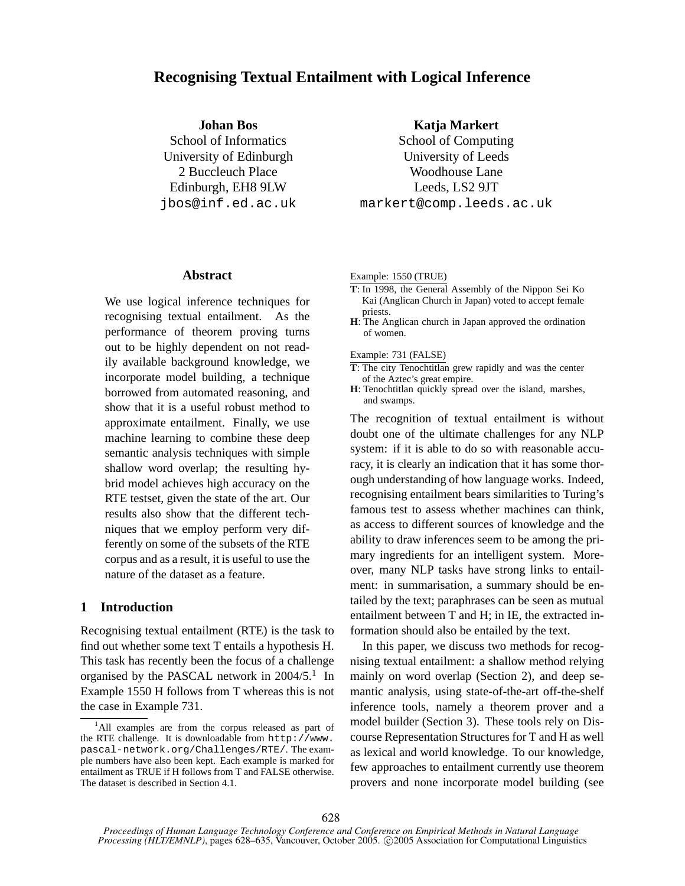# Recognising Textual Entailment with Logical Inference

**Johan Bos**
School of Informatics
University of Edinburgh
2 Buccleuch Place
Edinburgh, EH8 9LW
`jbos@inf.ed.ac.uk`

**Katja Markert**
School of Computing
University of Leeds
Woodhouse Lane
Leeds, LS2 9JT
`markert@comp.leeds.ac.uk`

## Abstract

We use logical inference techniques for recognising textual entailment. As the performance of theorem proving turns out to be highly dependent on not readily available background knowledge, we incorporate model building, a technique borrowed from automated reasoning, and show that it is a useful robust method to approximate entailment. Finally, we use machine learning to combine these deep semantic analysis techniques with simple shallow word overlap; the resulting hybrid model achieves high accuracy on the RTE testset, given the state of the art. Our results also show that the different techniques that we employ perform very differently on some of the subsets of the RTE corpus and as a result, it is useful to use the nature of the dataset as a feature.

## 1 Introduction

Recognising textual entailment (RTE) is the task to find out whether some text T entails a hypothesis H. This task has recently been the focus of a challenge organised by the PASCAL network in 2004/5.[1] In Example 1550 H follows from T whereas this is not the case in Example 731.

Example: 1550 (TRUE)

**T**: In 1998, the General Assembly of the Nippon Sei Ko Kai (Anglican Church in Japan) voted to accept female priests.

**H**: The Anglican church in Japan approved the ordination of women.

Example: 731 (FALSE)

**T**: The city Tenochtitlan grew rapidly and was the center of the Aztec's great empire.

**H**: Tenochtitlan quickly spread over the island, marshes, and swamps.

The recognition of textual entailment is without doubt one of the ultimate challenges for any NLP system: if it is able to do so with reasonable accuracy, it is clearly an indication that it has some thorough understanding of how language works. Indeed, recognising entailment bears similarities to Turing's famous test to assess whether machines can think, as access to different sources of knowledge and the ability to draw inferences seem to be among the primary ingredients for an intelligent system. Moreover, many NLP tasks have strong links to entailment: in summarisation, a summary should be entailed by the text; paraphrases can be seen as mutual entailment between T and H; in IE, the extracted information should also be entailed by the text.

In this paper, we discuss two methods for recognising textual entailment: a shallow method relying mainly on word overlap (Section 2), and deep semantic analysis, using state-of-the-art off-the-shelf inference tools, namely a theorem prover and a model builder (Section 3). These tools rely on Discourse Representation Structures for T and H as well as lexical and world knowledge. To our knowledge, few approaches to entailment currently use theorem provers and none incorporate model building (see

[1] All examples are from the corpus released as part of the RTE challenge. It is downloadable from `http://www.pascal-network.org/Challenges/RTE/`. The example numbers have also been kept. Each example is marked for entailment as TRUE if H follows from T and FALSE otherwise. The dataset is described in Section 4.1.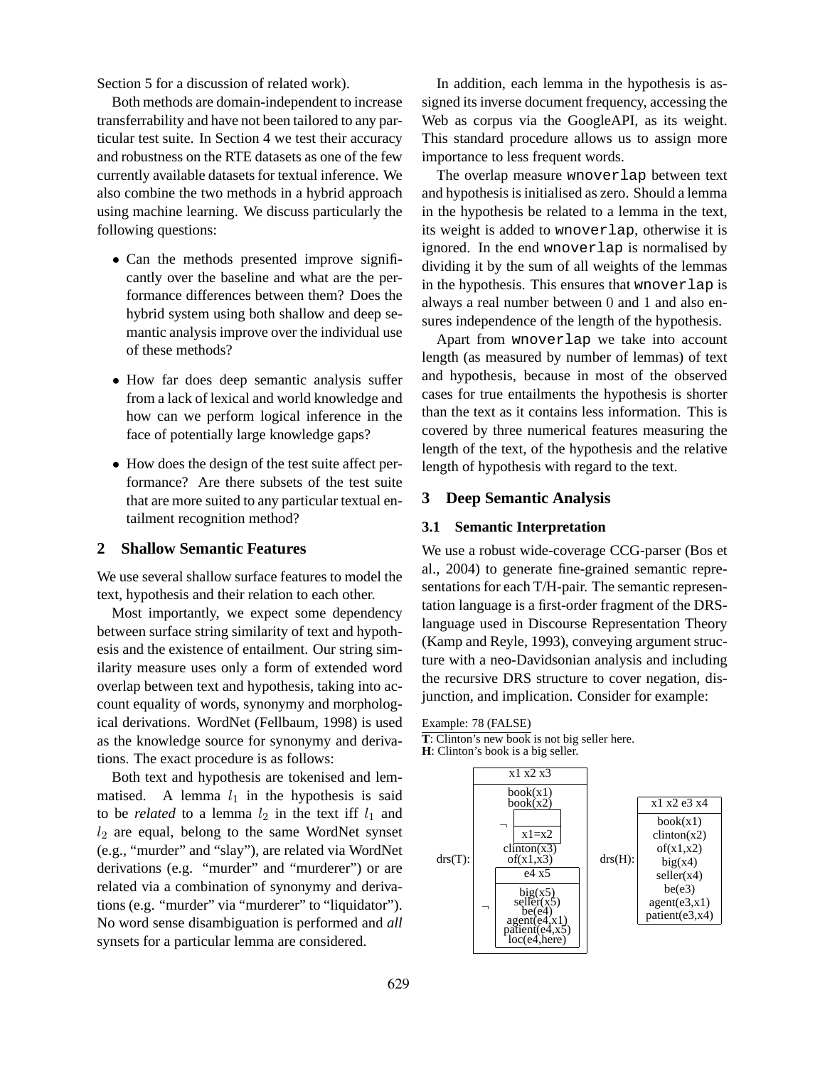Section 5 for a discussion of related work).

Both methods are domain-independent to increase transferrability and have not been tailored to any particular test suite. In Section 4 we test their accuracy and robustness on the RTE datasets as one of the few currently available datasets for textual inference. We also combine the two methods in a hybrid approach using machine learning. We discuss particularly the following questions:

- Can the methods presented improve significantly over the baseline and what are the performance differences between them? Does the hybrid system using both shallow and deep semantic analysis improve over the individual use of these methods?
- How far does deep semantic analysis suffer from a lack of lexical and world knowledge and how can we perform logical inference in the face of potentially large knowledge gaps?
- How does the design of the test suite affect performance? Are there subsets of the test suite that are more suited to any particular textual entailment recognition method?

## 2 Shallow Semantic Features

We use several shallow surface features to model the text, hypothesis and their relation to each other.

Most importantly, we expect some dependency between surface string similarity of text and hypothesis and the existence of entailment. Our string similarity measure uses only a form of extended word overlap between text and hypothesis, taking into account equality of words, synonymy and morphological derivations. WordNet (Fellbaum, 1998) is used as the knowledge source for synonymy and derivations. The exact procedure is as follows:

Both text and hypothesis are tokenised and lemmatised. A lemma $l_1$ in the hypothesis is said to be *related* to a lemma $l_2$ in the text iff $l_1$ and $l_2$ are equal, belong to the same WordNet synset (e.g., "murder" and "slay"), are related via WordNet derivations (e.g. "murder" and "murderer") or are related via a combination of synonymy and derivations (e.g. "murder" via "murderer" to "liquidator"). No word sense disambiguation is performed and *all* synsets for a particular lemma are considered.

In addition, each lemma in the hypothesis is assigned its inverse document frequency, accessing the Web as corpus via the GoogleAPI, as its weight. This standard procedure allows us to assign more importance to less frequent words.

The overlap measure `wnoverlap` between text and hypothesis is initialised as zero. Should a lemma in the hypothesis be related to a lemma in the text, its weight is added to `wnoverlap`, otherwise it is ignored. In the end `wnoverlap` is normalised by dividing it by the sum of all weights of the lemmas in the hypothesis. This ensures that `wnoverlap` is always a real number between 0 and 1 and also ensures independence of the length of the hypothesis.

Apart from `wnoverlap` we take into account length (as measured by number of lemmas) of text and hypothesis, because in most of the observed cases for true entailments the hypothesis is shorter than the text as it contains less information. This is covered by three numerical features measuring the length of the text, of the hypothesis and the relative length of hypothesis with regard to the text.

## 3 Deep Semantic Analysis

### 3.1 Semantic Interpretation

We use a robust wide-coverage CCG-parser (Bos et al., 2004) to generate fine-grained semantic representations for each T/H-pair. The semantic representation language is a first-order fragment of the DRS-language used in Discourse Representation Theory (Kamp and Reyle, 1993), conveying argument structure with a neo-Davidsonian analysis and including the recursive DRS structure to cover negation, disjunction, and implication. Consider for example:

Example: 78 (FALSE)

**T**: Clinton's new book is not big seller here.
**H**: Clinton's book is a big seller.

drs(T): [ x1 x2 x3 | book(x1), book(x2), ¬[ | x1=x2 ], clinton(x3), of(x1,x3), ¬[ e4 x5 | big(x5), seller(x5), be(e4), agent(e4,x1), patient(e4,x5), loc(e4,here) ] ]

drs(H): [ x1 x2 e3 x4 | book(x1), clinton(x2), of(x1,x2), big(x4), seller(x4), be(e3), agent(e3,x1), patient(e3,x4) ]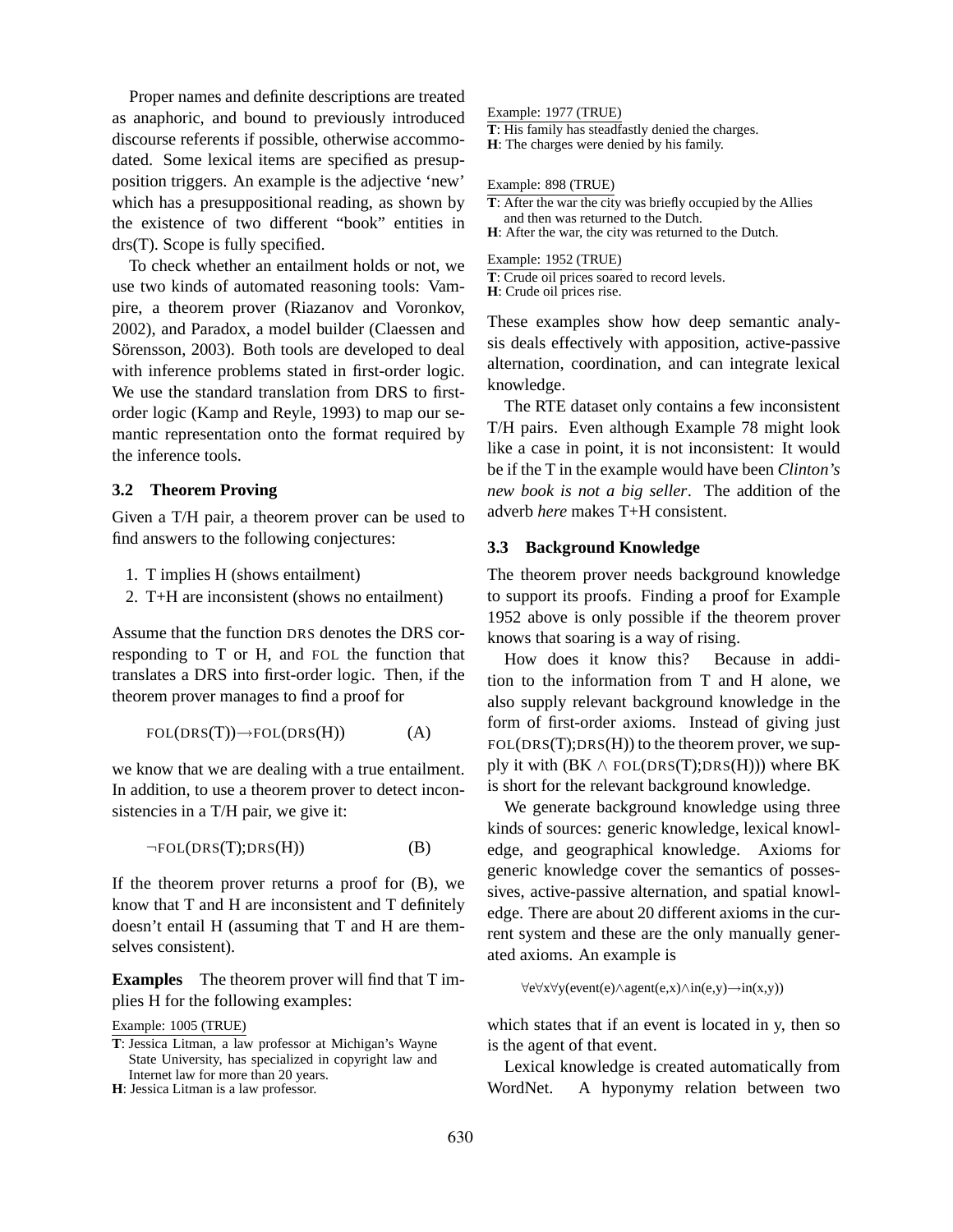Proper names and definite descriptions are treated as anaphoric, and bound to previously introduced discourse referents if possible, otherwise accommodated. Some lexical items are specified as presupposition triggers. An example is the adjective 'new' which has a presuppositional reading, as shown by the existence of two different "book" entities in drs(T). Scope is fully specified.

To check whether an entailment holds or not, we use two kinds of automated reasoning tools: Vampire, a theorem prover (Riazanov and Voronkov, 2002), and Paradox, a model builder (Claessen and Sörensson, 2003). Both tools are developed to deal with inference problems stated in first-order logic. We use the standard translation from DRS to first-order logic (Kamp and Reyle, 1993) to map our semantic representation onto the format required by the inference tools.

### 3.2 Theorem Proving

Given a T/H pair, a theorem prover can be used to find answers to the following conjectures:

1. T implies H (shows entailment)
2. T+H are inconsistent (shows no entailment)

Assume that the function DRS denotes the DRS corresponding to T or H, and FOL the function that translates a DRS into first-order logic. Then, if the theorem prover manages to find a proof for

$$\text{FOL}(\text{DRS}(\text{T})) \rightarrow \text{FOL}(\text{DRS}(\text{H})) \qquad \text{(A)}$$

we know that we are dealing with a true entailment. In addition, to use a theorem prover to detect inconsistencies in a T/H pair, we give it:

$$\neg\text{FOL}(\text{DRS}(\text{T});\text{DRS}(\text{H})) \qquad \text{(B)}$$

If the theorem prover returns a proof for (B), we know that T and H are inconsistent and T definitely doesn't entail H (assuming that T and H are themselves consistent).

**Examples** The theorem prover will find that T implies H for the following examples:

Example: 1005 (TRUE)
**T**: Jessica Litman, a law professor at Michigan's Wayne State University, has specialized in copyright law and Internet law for more than 20 years.
**H**: Jessica Litman is a law professor.

Example: 1977 (TRUE)
**T**: His family has steadfastly denied the charges.
**H**: The charges were denied by his family.

Example: 898 (TRUE)
**T**: After the war the city was briefly occupied by the Allies and then was returned to the Dutch.
**H**: After the war, the city was returned to the Dutch.

Example: 1952 (TRUE)
**T**: Crude oil prices soared to record levels.
**H**: Crude oil prices rise.

These examples show how deep semantic analysis deals effectively with apposition, active-passive alternation, coordination, and can integrate lexical knowledge.

The RTE dataset only contains a few inconsistent T/H pairs. Even although Example 78 might look like a case in point, it is not inconsistent: It would be if the T in the example would have been *Clinton's new book is not a big seller*. The addition of the adverb *here* makes T+H consistent.

### 3.3 Background Knowledge

The theorem prover needs background knowledge to support its proofs. Finding a proof for Example 1952 above is only possible if the theorem prover knows that soaring is a way of rising.

How does it know this? Because in addition to the information from T and H alone, we also supply relevant background knowledge in the form of first-order axioms. Instead of giving just FOL(DRS(T);DRS(H)) to the theorem prover, we supply it with (BK $\wedge$ FOL(DRS(T);DRS(H))) where BK is short for the relevant background knowledge.

We generate background knowledge using three kinds of sources: generic knowledge, lexical knowledge, and geographical knowledge. Axioms for generic knowledge cover the semantics of possessives, active-passive alternation, and spatial knowledge. There are about 20 different axioms in the current system and these are the only manually generated axioms. An example is

$$\forall e \forall x \forall y (\text{event}(e) \wedge \text{agent}(e,x) \wedge \text{in}(e,y) \rightarrow \text{in}(x,y))$$

which states that if an event is located in y, then so is the agent of that event.

Lexical knowledge is created automatically from WordNet. A hyponymy relation between two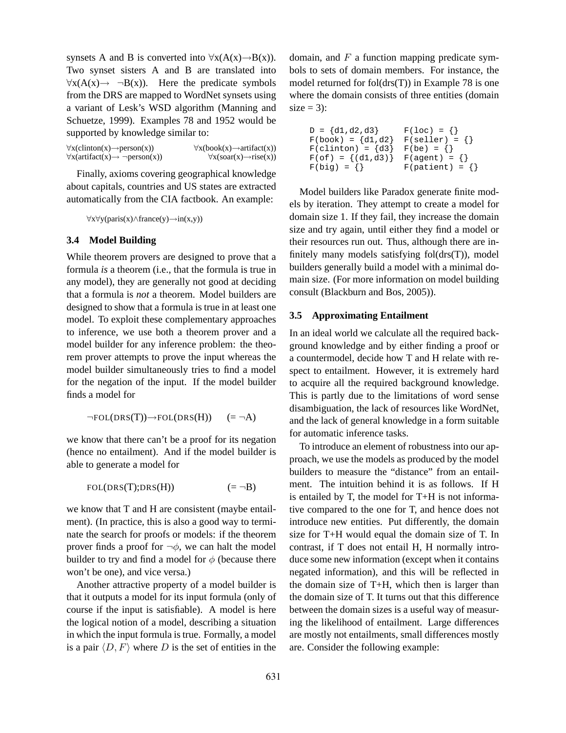synsets A and B is converted into $\forall x(A(x) \rightarrow B(x))$. Two synset sisters A and B are translated into $\forall x(A(x) \rightarrow \neg B(x))$. Here the predicate symbols from the DRS are mapped to WordNet synsets using a variant of Lesk's WSD algorithm (Manning and Schuetze, 1999). Examples 78 and 1952 would be supported by knowledge similar to:

$\forall x(\text{clinton}(x) \rightarrow \text{person}(x))$ $\forall x(\text{book}(x) \rightarrow \text{artifact}(x))$
$\forall x(\text{artifact}(x) \rightarrow \neg\text{person}(x))$ $\forall x(\text{soar}(x) \rightarrow \text{rise}(x))$

Finally, axioms covering geographical knowledge about capitals, countries and US states are extracted automatically from the CIA factbook. An example:

$\forall x \forall y(\text{paris}(x) \wedge \text{france}(y) \rightarrow \text{in}(x,y))$

### 3.4 Model Building

While theorem provers are designed to prove that a formula *is* a theorem (i.e., that the formula is true in any model), they are generally not good at deciding that a formula is *not* a theorem. Model builders are designed to show that a formula is true in at least one model. To exploit these complementary approaches to inference, we use both a theorem prover and a model builder for any inference problem: the theorem prover attempts to prove the input whereas the model builder simultaneously tries to find a model for the negation of the input. If the model builder finds a model for

$$\neg\text{FOL}(\text{DRS}(T)) \rightarrow \text{FOL}(\text{DRS}(H)) \qquad (= \neg A)$$

we know that there can't be a proof for its negation (hence no entailment). And if the model builder is able to generate a model for

$$\text{FOL}(\text{DRS}(T);\text{DRS}(H)) \qquad (= \neg B)$$

we know that T and H are consistent (maybe entailment). (In practice, this is also a good way to terminate the search for proofs or models: if the theorem prover finds a proof for $\neg\phi$, we can halt the model builder to try and find a model for $\phi$ (because there won't be one), and vice versa.)

Another attractive property of a model builder is that it outputs a model for its input formula (only of course if the input is satisfiable). A model is here the logical notion of a model, describing a situation in which the input formula is true. Formally, a model is a pair $\langle D, F \rangle$ where $D$ is the set of entities in the domain, and $F$ a function mapping predicate symbols to sets of domain members. For instance, the model returned for fol(drs(T)) in Example 78 is one where the domain consists of three entities (domain size = 3):

```
D = {d1,d2,d3}      F(loc) = {}
F(book) = {d1,d2}   F(seller) = {}
F(clinton) = {d3}   F(be) = {}
F(of) = {(d1,d3)}   F(agent) = {}
F(big) = {}         F(patient) = {}
```

Model builders like Paradox generate finite models by iteration. They attempt to create a model for domain size 1. If they fail, they increase the domain size and try again, until either they find a model or their resources run out. Thus, although there are infinitely many models satisfying fol(drs(T)), model builders generally build a model with a minimal domain size. (For more information on model building consult (Blackburn and Bos, 2005)).

### 3.5 Approximating Entailment

In an ideal world we calculate all the required background knowledge and by either finding a proof or a countermodel, decide how T and H relate with respect to entailment. However, it is extremely hard to acquire all the required background knowledge. This is partly due to the limitations of word sense disambiguation, the lack of resources like WordNet, and the lack of general knowledge in a form suitable for automatic inference tasks.

To introduce an element of robustness into our approach, we use the models as produced by the model builders to measure the "distance" from an entailment. The intuition behind it is as follows. If H is entailed by T, the model for T+H is not informative compared to the one for T, and hence does not introduce new entities. Put differently, the domain size for T+H would equal the domain size of T. In contrast, if T does not entail H, H normally introduce some new information (except when it contains negated information), and this will be reflected in the domain size of T+H, which then is larger than the domain size of T. It turns out that this difference between the domain sizes is a useful way of measuring the likelihood of entailment. Large differences are mostly not entailments, small differences mostly are. Consider the following example: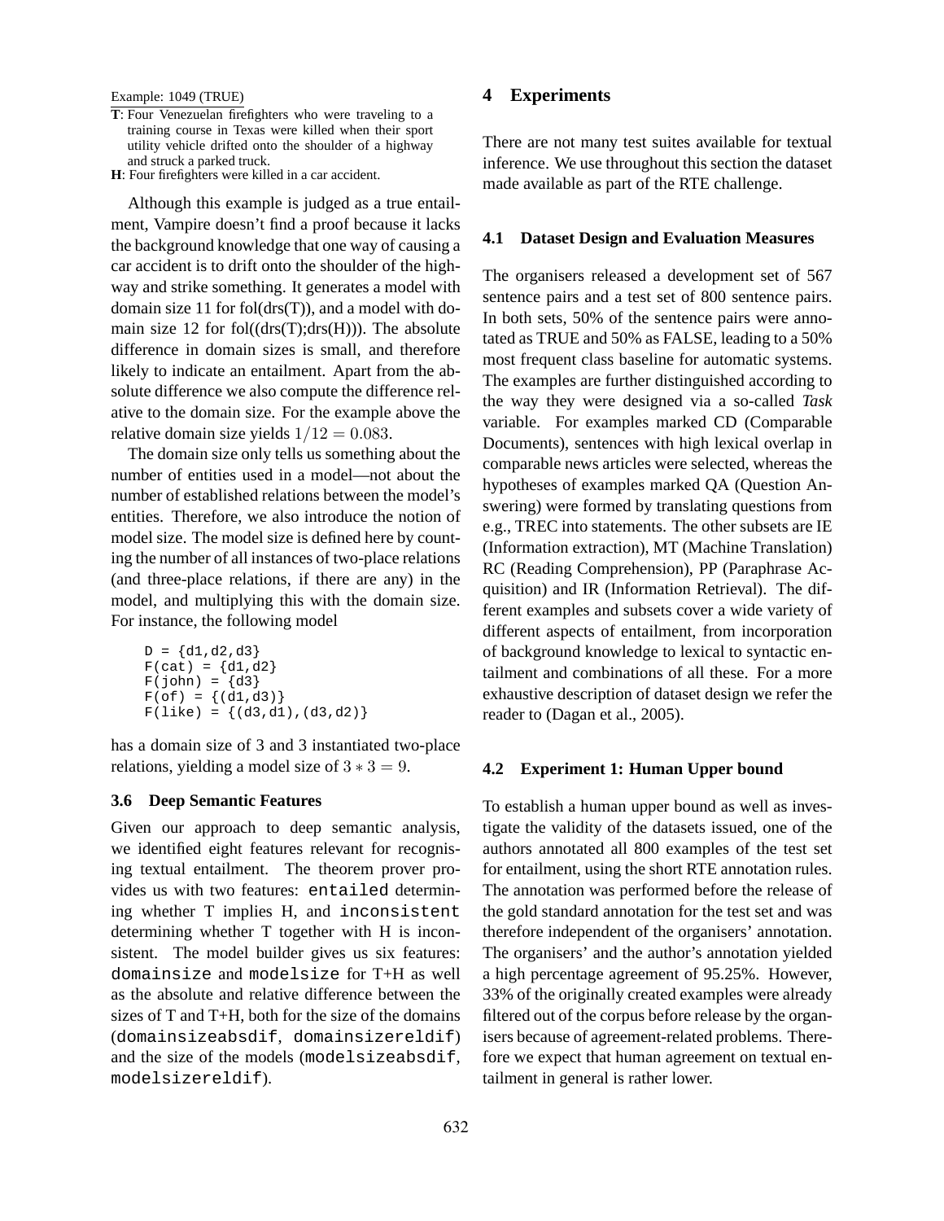Example: 1049 (TRUE)

**T**: Four Venezuelan firefighters who were traveling to a training course in Texas were killed when their sport utility vehicle drifted onto the shoulder of a highway and struck a parked truck.

**H**: Four firefighters were killed in a car accident.

Although this example is judged as a true entailment, Vampire doesn't find a proof because it lacks the background knowledge that one way of causing a car accident is to drift onto the shoulder of the highway and strike something. It generates a model with domain size 11 for fol(drs(T)), and a model with domain size 12 for fol((drs(T);drs(H))). The absolute difference in domain sizes is small, and therefore likely to indicate an entailment. Apart from the absolute difference we also compute the difference relative to the domain size. For the example above the relative domain size yields $1/12 = 0.083$.

The domain size only tells us something about the number of entities used in a model—not about the number of established relations between the model's entities. Therefore, we also introduce the notion of model size. The model size is defined here by counting the number of all instances of two-place relations (and three-place relations, if there are any) in the model, and multiplying this with the domain size. For instance, the following model

```
D = {d1,d2,d3}
F(cat) = {d1,d2}
F(john) = {d3}
F(of) = {(d1,d3)}
F(like) = {(d3,d1),(d3,d2)}
```

has a domain size of 3 and 3 instantiated two-place relations, yielding a model size of $3 * 3 = 9$.

### 3.6 Deep Semantic Features

Given our approach to deep semantic analysis, we identified eight features relevant for recognising textual entailment. The theorem prover provides us with two features: `entailed` determining whether T implies H, and `inconsistent` determining whether T together with H is inconsistent. The model builder gives us six features: `domainsize` and `modelsize` for T+H as well as the absolute and relative difference between the sizes of T and T+H, both for the size of the domains (`domainsizeabsdif`, `domainsizereldif`) and the size of the models (`modelsizeabsdif`, `modelsizereldif`).

## 4 Experiments

There are not many test suites available for textual inference. We use throughout this section the dataset made available as part of the RTE challenge.

### 4.1 Dataset Design and Evaluation Measures

The organisers released a development set of 567 sentence pairs and a test set of 800 sentence pairs. In both sets, 50% of the sentence pairs were annotated as TRUE and 50% as FALSE, leading to a 50% most frequent class baseline for automatic systems. The examples are further distinguished according to the way they were designed via a so-called *Task* variable. For examples marked CD (Comparable Documents), sentences with high lexical overlap in comparable news articles were selected, whereas the hypotheses of examples marked QA (Question Answering) were formed by translating questions from e.g., TREC into statements. The other subsets are IE (Information extraction), MT (Machine Translation) RC (Reading Comprehension), PP (Paraphrase Acquisition) and IR (Information Retrieval). The different examples and subsets cover a wide variety of different aspects of entailment, from incorporation of background knowledge to lexical to syntactic entailment and combinations of all these. For a more exhaustive description of dataset design we refer the reader to (Dagan et al., 2005).

### 4.2 Experiment 1: Human Upper bound

To establish a human upper bound as well as investigate the validity of the datasets issued, one of the authors annotated all 800 examples of the test set for entailment, using the short RTE annotation rules. The annotation was performed before the release of the gold standard annotation for the test set and was therefore independent of the organisers' annotation. The organisers' and the author's annotation yielded a high percentage agreement of 95.25%. However, 33% of the originally created examples were already filtered out of the corpus before release by the organisers because of agreement-related problems. Therefore we expect that human agreement on textual entailment in general is rather lower.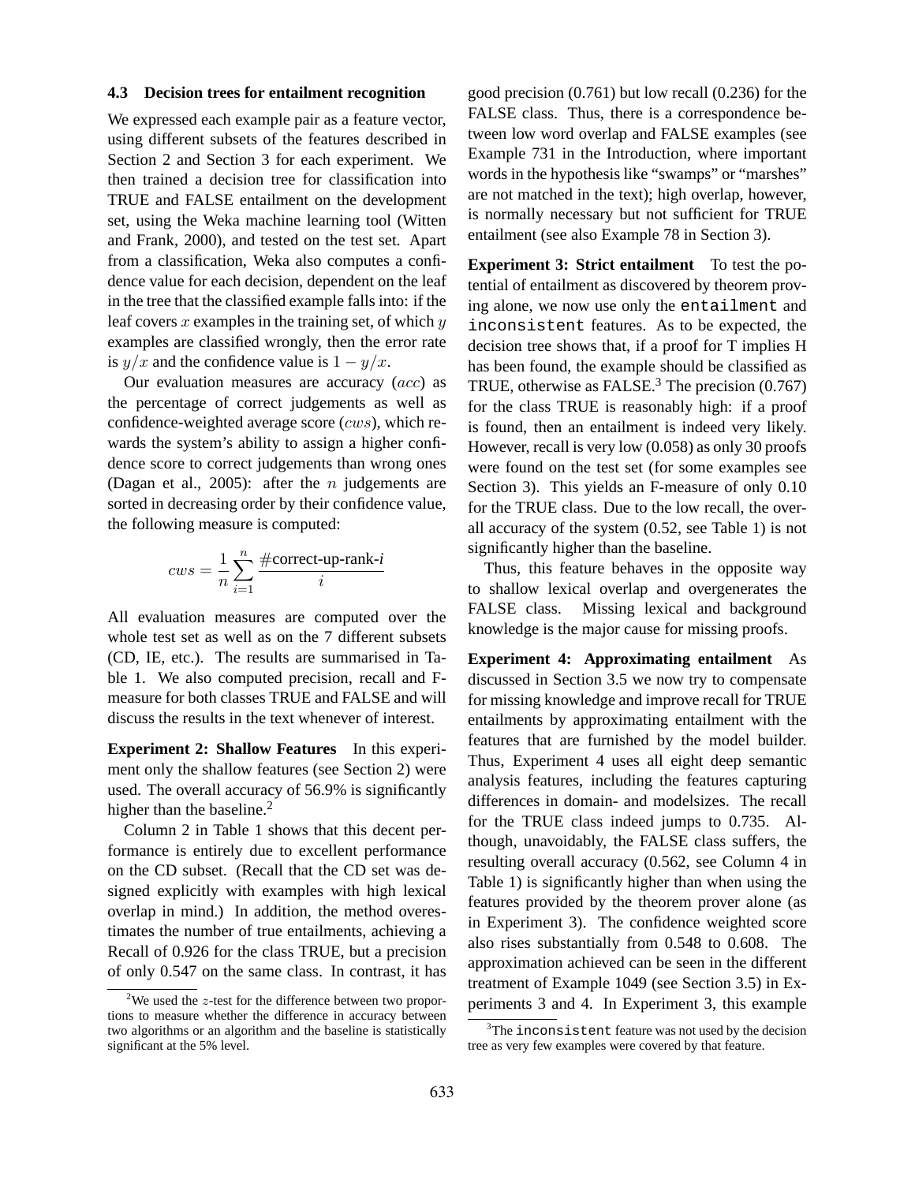### 4.3 Decision trees for entailment recognition

We expressed each example pair as a feature vector, using different subsets of the features described in Section 2 and Section 3 for each experiment. We then trained a decision tree for classification into TRUE and FALSE entailment on the development set, using the Weka machine learning tool (Witten and Frank, 2000), and tested on the test set. Apart from a classification, Weka also computes a confidence value for each decision, dependent on the leaf in the tree that the classified example falls into: if the leaf covers $x$ examples in the training set, of which $y$ examples are classified wrongly, then the error rate is $y/x$ and the confidence value is $1 - y/x$.

Our evaluation measures are accuracy ($acc$) as the percentage of correct judgements as well as confidence-weighted average score ($cws$), which rewards the system's ability to assign a higher confidence score to correct judgements than wrong ones (Dagan et al., 2005): after the $n$ judgements are sorted in decreasing order by their confidence value, the following measure is computed:

$$cws = \frac{1}{n} \sum_{i=1}^{n} \frac{\#\text{correct-up-rank-}i}{i}$$

All evaluation measures are computed over the whole test set as well as on the 7 different subsets (CD, IE, etc.). The results are summarised in Table 1. We also computed precision, recall and F-measure for both classes TRUE and FALSE and will discuss the results in the text whenever of interest.

**Experiment 2: Shallow Features** In this experiment only the shallow features (see Section 2) were used. The overall accuracy of 56.9% is significantly higher than the baseline.[2]

Column 2 in Table 1 shows that this decent performance is entirely due to excellent performance on the CD subset. (Recall that the CD set was designed explicitly with examples with high lexical overlap in mind.) In addition, the method overestimates the number of true entailments, achieving a Recall of 0.926 for the class TRUE, but a precision of only 0.547 on the same class. In contrast, it has good precision (0.761) but low recall (0.236) for the FALSE class. Thus, there is a correspondence between low word overlap and FALSE examples (see Example 731 in the Introduction, where important words in the hypothesis like "swamps" or "marshes" are not matched in the text); high overlap, however, is normally necessary but not sufficient for TRUE entailment (see also Example 78 in Section 3).

**Experiment 3: Strict entailment** To test the potential of entailment as discovered by theorem proving alone, we now use only the `entailment` and `inconsistent` features. As to be expected, the decision tree shows that, if a proof for T implies H has been found, the example should be classified as TRUE, otherwise as FALSE.[3] The precision (0.767) for the class TRUE is reasonably high: if a proof is found, then an entailment is indeed very likely. However, recall is very low (0.058) as only 30 proofs were found on the test set (for some examples see Section 3). This yields an F-measure of only 0.10 for the TRUE class. Due to the low recall, the overall accuracy of the system (0.52, see Table 1) is not significantly higher than the baseline.

Thus, this feature behaves in the opposite way to shallow lexical overlap and overgenerates the FALSE class. Missing lexical and background knowledge is the major cause for missing proofs.

**Experiment 4: Approximating entailment** As discussed in Section 3.5 we now try to compensate for missing knowledge and improve recall for TRUE entailments by approximating entailment with the features that are furnished by the model builder. Thus, Experiment 4 uses all eight deep semantic analysis features, including the features capturing differences in domain- and modelsizes. The recall for the TRUE class indeed jumps to 0.735. Although, unavoidably, the FALSE class suffers, the resulting overall accuracy (0.562, see Column 4 in Table 1) is significantly higher than when using the features provided by the theorem prover alone (as in Experiment 3). The confidence weighted score also rises substantially from 0.548 to 0.608. The approximation achieved can be seen in the different treatment of Example 1049 (see Section 3.5) in Experiments 3 and 4. In Experiment 3, this example

---

[2] We used the $z$-test for the difference between two proportions to measure whether the difference in accuracy between two algorithms or an algorithm and the baseline is statistically significant at the 5% level.

[3] The `inconsistent` feature was not used by the decision tree as very few examples were covered by that feature.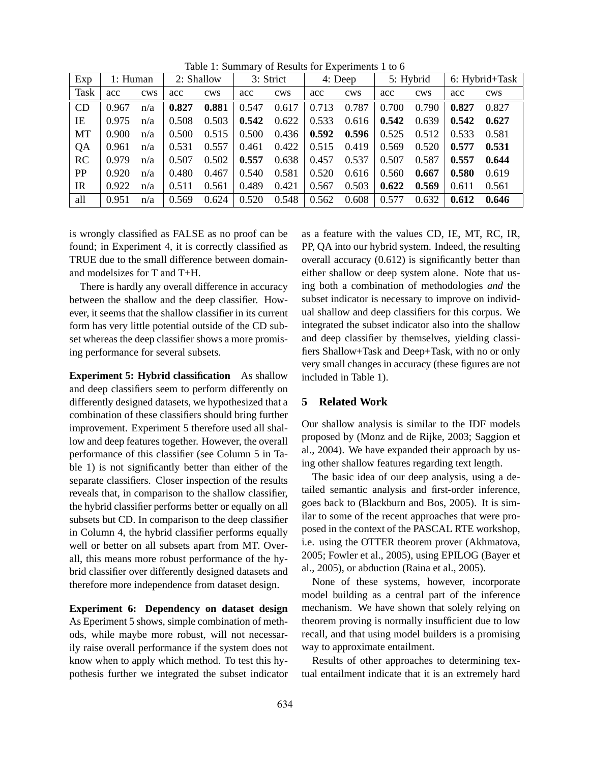Table 1: Summary of Results for Experiments 1 to 6

| Exp | 1: Human | | 2: Shallow | | 3: Strict | | 4: Deep | | 5: Hybrid | | 6: Hybrid+Task | |
|---|---|---|---|---|---|---|---|---|---|---|---|---|
| Task | acc | cws | acc | cws | acc | cws | acc | cws | acc | cws | acc | cws |
| CD | 0.967 | n/a | **0.827** | **0.881** | 0.547 | 0.617 | 0.713 | 0.787 | 0.700 | 0.790 | **0.827** | 0.827 |
| IE | 0.975 | n/a | 0.508 | 0.503 | **0.542** | 0.622 | 0.533 | 0.616 | **0.542** | 0.639 | **0.542** | **0.627** |
| MT | 0.900 | n/a | 0.500 | 0.515 | 0.500 | 0.436 | **0.592** | **0.596** | 0.525 | 0.512 | 0.533 | 0.581 |
| QA | 0.961 | n/a | 0.531 | 0.557 | 0.461 | 0.422 | 0.515 | 0.419 | 0.569 | 0.520 | **0.577** | **0.531** |
| RC | 0.979 | n/a | 0.507 | 0.502 | **0.557** | 0.638 | 0.457 | 0.537 | 0.507 | 0.587 | **0.557** | **0.644** |
| PP | 0.920 | n/a | 0.480 | 0.467 | 0.540 | 0.581 | 0.520 | 0.616 | 0.560 | **0.667** | **0.580** | 0.619 |
| IR | 0.922 | n/a | 0.511 | 0.561 | 0.489 | 0.421 | 0.567 | 0.503 | **0.622** | **0.569** | 0.611 | 0.561 |
| all | 0.951 | n/a | 0.569 | 0.624 | 0.520 | 0.548 | 0.562 | 0.608 | 0.577 | 0.632 | **0.612** | **0.646** |

is wrongly classified as FALSE as no proof can be found; in Experiment 4, it is correctly classified as TRUE due to the small difference between domain- and modelsizes for T and T+H.

There is hardly any overall difference in accuracy between the shallow and the deep classifier. However, it seems that the shallow classifier in its current form has very little potential outside of the CD subset whereas the deep classifier shows a more promising performance for several subsets.

**Experiment 5: Hybrid classification** As shallow and deep classifiers seem to perform differently on differently designed datasets, we hypothesized that a combination of these classifiers should bring further improvement. Experiment 5 therefore used all shallow and deep features together. However, the overall performance of this classifier (see Column 5 in Table 1) is not significantly better than either of the separate classifiers. Closer inspection of the results reveals that, in comparison to the shallow classifier, the hybrid classifier performs better or equally on all subsets but CD. In comparison to the deep classifier in Column 4, the hybrid classifier performs equally well or better on all subsets apart from MT. Overall, this means more robust performance of the hybrid classifier over differently designed datasets and therefore more independence from dataset design.

**Experiment 6: Dependency on dataset design** As Eperiment 5 shows, simple combination of methods, while maybe more robust, will not necessarily raise overall performance if the system does not know when to apply which method. To test this hypothesis further we integrated the subset indicator as a feature with the values CD, IE, MT, RC, IR, PP, QA into our hybrid system. Indeed, the resulting overall accuracy (0.612) is significantly better than either shallow or deep system alone. Note that using both a combination of methodologies *and* the subset indicator is necessary to improve on individual shallow and deep classifiers for this corpus. We integrated the subset indicator also into the shallow and deep classifier by themselves, yielding classifiers Shallow+Task and Deep+Task, with no or only very small changes in accuracy (these figures are not included in Table 1).

## 5 Related Work

Our shallow analysis is similar to the IDF models proposed by (Monz and de Rijke, 2003; Saggion et al., 2004). We have expanded their approach by using other shallow features regarding text length.

The basic idea of our deep analysis, using a detailed semantic analysis and first-order inference, goes back to (Blackburn and Bos, 2005). It is similar to some of the recent approaches that were proposed in the context of the PASCAL RTE workshop, i.e. using the OTTER theorem prover (Akhmatova, 2005; Fowler et al., 2005), using EPILOG (Bayer et al., 2005), or abduction (Raina et al., 2005).

None of these systems, however, incorporate model building as a central part of the inference mechanism. We have shown that solely relying on theorem proving is normally insufficient due to low recall, and that using model builders is a promising way to approximate entailment.

Results of other approaches to determining textual entailment indicate that it is an extremely hard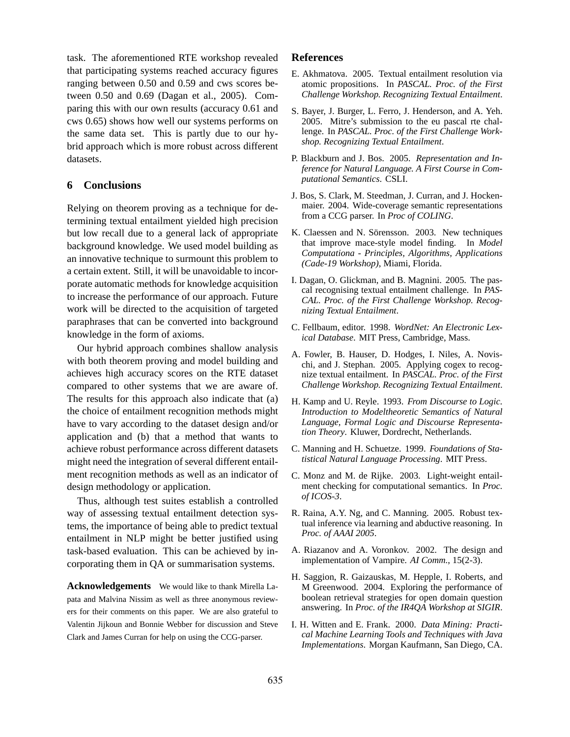task. The aforementioned RTE workshop revealed that participating systems reached accuracy figures ranging between 0.50 and 0.59 and cws scores between 0.50 and 0.69 (Dagan et al., 2005). Comparing this with our own results (accuracy 0.61 and cws 0.65) shows how well our systems performs on the same data set. This is partly due to our hybrid approach which is more robust across different datasets.

## 6 Conclusions

Relying on theorem proving as a technique for determining textual entailment yielded high precision but low recall due to a general lack of appropriate background knowledge. We used model building as an innovative technique to surmount this problem to a certain extent. Still, it will be unavoidable to incorporate automatic methods for knowledge acquisition to increase the performance of our approach. Future work will be directed to the acquisition of targeted paraphrases that can be converted into background knowledge in the form of axioms.

Our hybrid approach combines shallow analysis with both theorem proving and model building and achieves high accuracy scores on the RTE dataset compared to other systems that we are aware of. The results for this approach also indicate that (a) the choice of entailment recognition methods might have to vary according to the dataset design and/or application and (b) that a method that wants to achieve robust performance across different datasets might need the integration of several different entailment recognition methods as well as an indicator of design methodology or application.

Thus, although test suites establish a controlled way of assessing textual entailment detection systems, the importance of being able to predict textual entailment in NLP might be better justified using task-based evaluation. This can be achieved by incorporating them in QA or summarisation systems.

**Acknowledgements** We would like to thank Mirella Lapata and Malvina Nissim as well as three anonymous reviewers for their comments on this paper. We are also grateful to Valentin Jijkoun and Bonnie Webber for discussion and Steve Clark and James Curran for help on using the CCG-parser.

## References

E. Akhmatova. 2005. Textual entailment resolution via atomic propositions. In *PASCAL. Proc. of the First Challenge Workshop. Recognizing Textual Entailment*.

S. Bayer, J. Burger, L. Ferro, J. Henderson, and A. Yeh. 2005. Mitre's submission to the eu pascal rte challenge. In *PASCAL. Proc. of the First Challenge Workshop. Recognizing Textual Entailment*.

P. Blackburn and J. Bos. 2005. *Representation and Inference for Natural Language. A First Course in Computational Semantics*. CSLI.

J. Bos, S. Clark, M. Steedman, J. Curran, and J. Hockenmaier. 2004. Wide-coverage semantic representations from a CCG parser. In *Proc of COLING*.

K. Claessen and N. Sörensson. 2003. New techniques that improve mace-style model finding. In *Model Computationa - Principles, Algorithms, Applications (Cade-19 Workshop)*, Miami, Florida.

I. Dagan, O. Glickman, and B. Magnini. 2005. The pascal recognising textual entailment challenge. In *PASCAL. Proc. of the First Challenge Workshop. Recognizing Textual Entailment*.

C. Fellbaum, editor. 1998. *WordNet: An Electronic Lexical Database*. MIT Press, Cambridge, Mass.

A. Fowler, B. Hauser, D. Hodges, I. Niles, A. Novischi, and J. Stephan. 2005. Applying cogex to recognize textual entailment. In *PASCAL. Proc. of the First Challenge Workshop. Recognizing Textual Entailment*.

H. Kamp and U. Reyle. 1993. *From Discourse to Logic. Introduction to Modeltheoretic Semantics of Natural Language, Formal Logic and Discourse Representation Theory*. Kluwer, Dordrecht, Netherlands.

C. Manning and H. Schuetze. 1999. *Foundations of Statistical Natural Language Processing*. MIT Press.

C. Monz and M. de Rijke. 2003. Light-weight entailment checking for computational semantics. In *Proc. of ICOS-3*.

R. Raina, A.Y. Ng, and C. Manning. 2005. Robust textual inference via learning and abductive reasoning. In *Proc. of AAAI 2005*.

A. Riazanov and A. Voronkov. 2002. The design and implementation of Vampire. *AI Comm.*, 15(2-3).

H. Saggion, R. Gaizauskas, M. Hepple, I. Roberts, and M Greenwood. 2004. Exploring the performance of boolean retrieval strategies for open domain question answering. In *Proc. of the IR4QA Workshop at SIGIR*.

I. H. Witten and E. Frank. 2000. *Data Mining: Practical Machine Learning Tools and Techniques with Java Implementations*. Morgan Kaufmann, San Diego, CA.